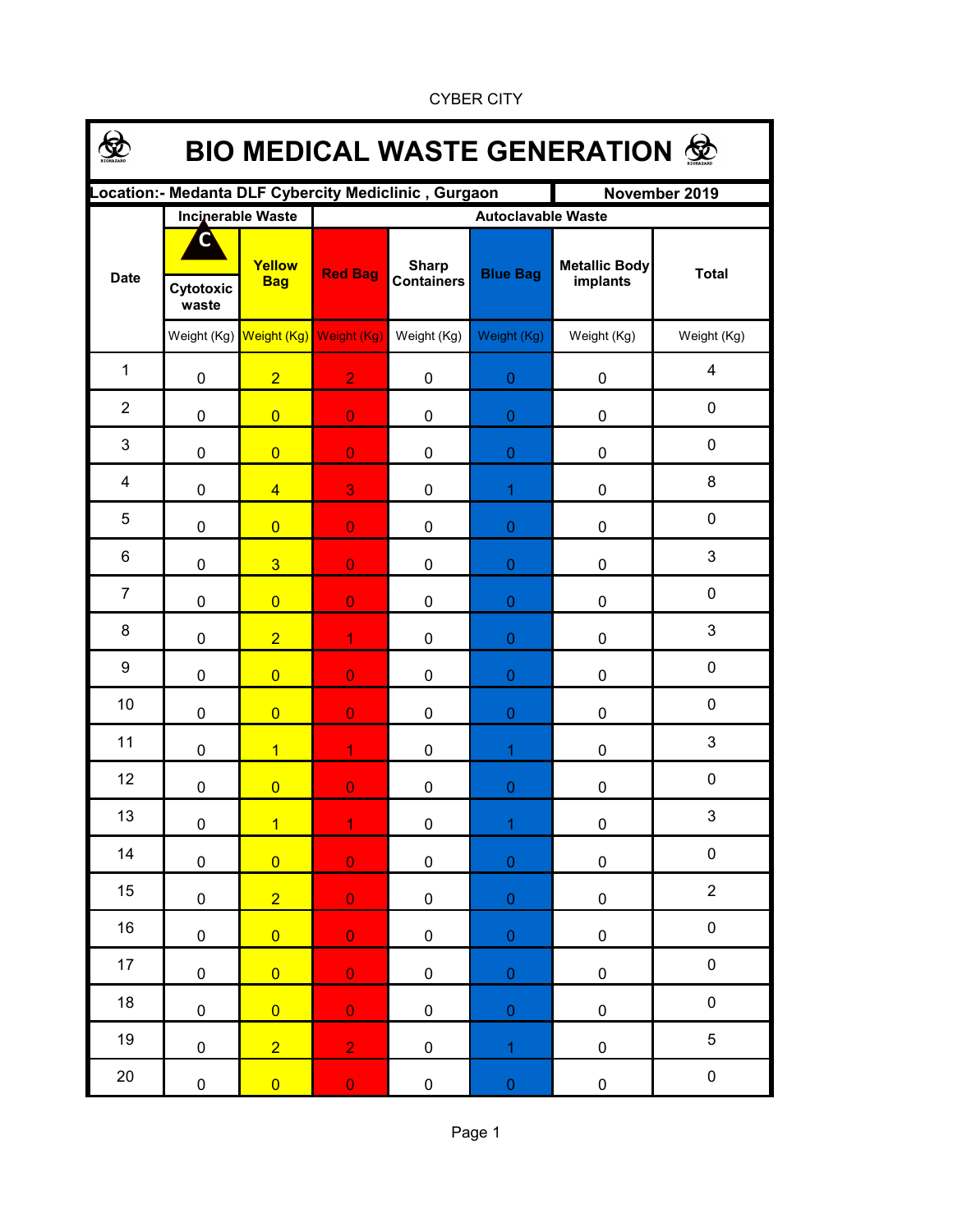CYBER CITY

# BIO MEDICAL WASTE GENERATION

| Location:- Medanta DLF Cybercity Mediclinic , Gurgaon | | | | | | | November 2019 |
|---|---|---|---|---|---|---|---|
| Date | Incinerable Waste | | Autoclavable Waste | | | | |
| | C Cytotoxic waste | Yellow Bag | Red Bag | Sharp Containers | Blue Bag | Metallic Body implants | Total |
| | Weight (Kg) | Weight (Kg) | Weight (Kg) | Weight (Kg) | Weight (Kg) | Weight (Kg) | Weight (Kg) |
| 1 | 0 | 2 | 2 | 0 | 0 | 0 | 4 |
| 2 | 0 | 0 | 0 | 0 | 0 | 0 | 0 |
| 3 | 0 | 0 | 0 | 0 | 0 | 0 | 0 |
| 4 | 0 | 4 | 3 | 0 | 1 | 0 | 8 |
| 5 | 0 | 0 | 0 | 0 | 0 | 0 | 0 |
| 6 | 0 | 3 | 0 | 0 | 0 | 0 | 3 |
| 7 | 0 | 0 | 0 | 0 | 0 | 0 | 0 |
| 8 | 0 | 2 | 1 | 0 | 0 | 0 | 3 |
| 9 | 0 | 0 | 0 | 0 | 0 | 0 | 0 |
| 10 | 0 | 0 | 0 | 0 | 0 | 0 | 0 |
| 11 | 0 | 1 | 1 | 0 | 1 | 0 | 3 |
| 12 | 0 | 0 | 0 | 0 | 0 | 0 | 0 |
| 13 | 0 | 1 | 1 | 0 | 1 | 0 | 3 |
| 14 | 0 | 0 | 0 | 0 | 0 | 0 | 0 |
| 15 | 0 | 2 | 0 | 0 | 0 | 0 | 2 |
| 16 | 0 | 0 | 0 | 0 | 0 | 0 | 0 |
| 17 | 0 | 0 | 0 | 0 | 0 | 0 | 0 |
| 18 | 0 | 0 | 0 | 0 | 0 | 0 | 0 |
| 19 | 0 | 2 | 2 | 0 | 1 | 0 | 5 |
| 20 | 0 | 0 | 0 | 0 | 0 | 0 | 0 |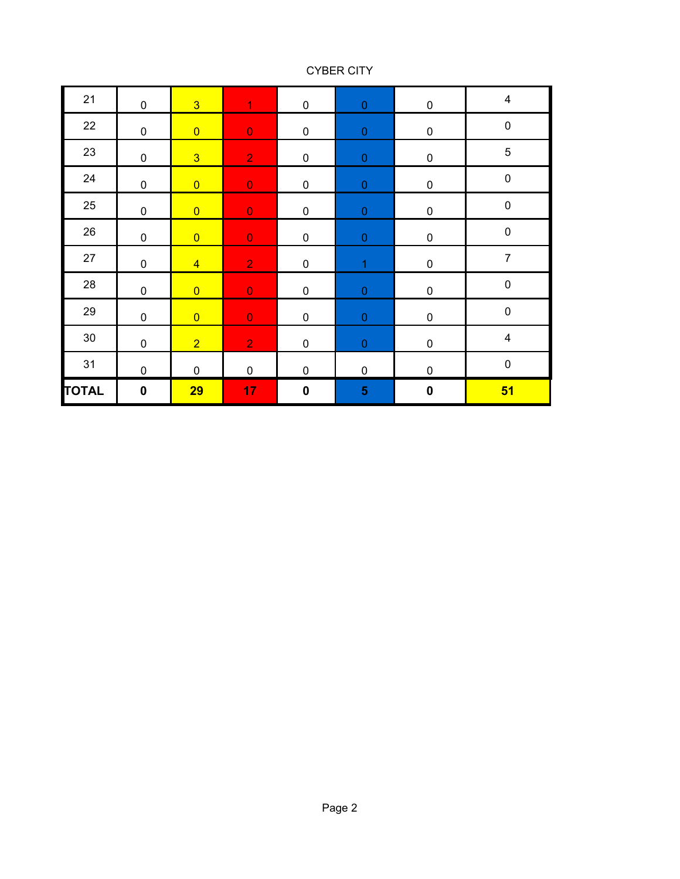CYBER CITY

| | | | | | | | |
|---|---|---|---|---|---|---|---|
| 21 | 0 | 3 | 1 | 0 | 0 | 0 | 4 |
| 22 | 0 | 0 | 0 | 0 | 0 | 0 | 0 |
| 23 | 0 | 3 | 2 | 0 | 0 | 0 | 5 |
| 24 | 0 | 0 | 0 | 0 | 0 | 0 | 0 |
| 25 | 0 | 0 | 0 | 0 | 0 | 0 | 0 |
| 26 | 0 | 0 | 0 | 0 | 0 | 0 | 0 |
| 27 | 0 | 4 | 2 | 0 | 1 | 0 | 7 |
| 28 | 0 | 0 | 0 | 0 | 0 | 0 | 0 |
| 29 | 0 | 0 | 0 | 0 | 0 | 0 | 0 |
| 30 | 0 | 2 | 2 | 0 | 0 | 0 | 4 |
| 31 | 0 | 0 | 0 | 0 | 0 | 0 | 0 |
| **TOTAL** | **0** | **29** | **17** | **0** | **5** | **0** | **51** |